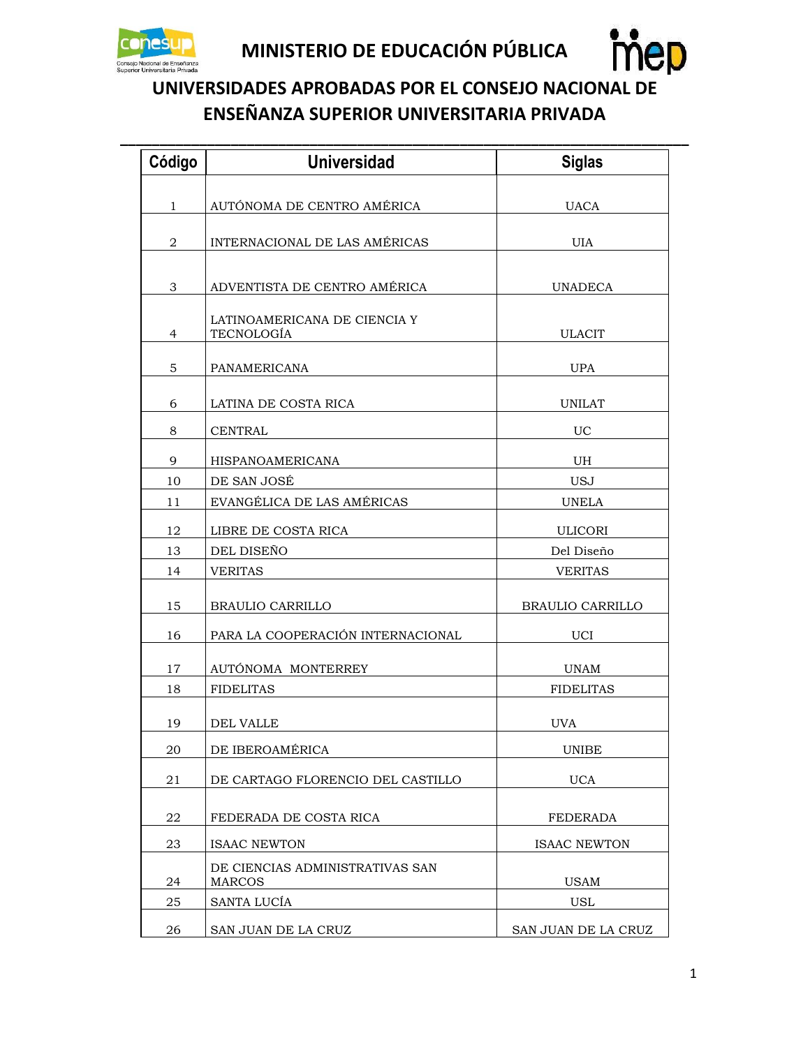# MINISTERIO DE EDUCACIÓN PÚBLICA

## UNIVERSIDADES APROBADAS POR EL CONSEJO NACIONAL DE ENSEÑANZA SUPERIOR UNIVERSITARIA PRIVADA

| Código | Universidad | Siglas |
|---|---|---|
| 1 | AUTÓNOMA DE CENTRO AMÉRICA | UACA |
| 2 | INTERNACIONAL DE LAS AMÉRICAS | UIA |
| 3 | ADVENTISTA DE CENTRO AMÉRICA | UNADECA |
| 4 | LATINOAMERICANA DE CIENCIA Y TECNOLOGÍA | ULACIT |
| 5 | PANAMERICANA | UPA |
| 6 | LATINA DE COSTA RICA | UNILAT |
| 8 | CENTRAL | UC |
| 9 | HISPANOAMERICANA | UH |
| 10 | DE SAN JOSÉ | USJ |
| 11 | EVANGÉLICA DE LAS AMÉRICAS | UNELA |
| 12 | LIBRE DE COSTA RICA | ULICORI |
| 13 | DEL DISEÑO | Del Diseño |
| 14 | VERITAS | VERITAS |
| 15 | BRAULIO CARRILLO | BRAULIO CARRILLO |
| 16 | PARA LA COOPERACIÓN INTERNACIONAL | UCI |
| 17 | AUTÓNOMA MONTERREY | UNAM |
| 18 | FIDELITAS | FIDELITAS |
| 19 | DEL VALLE | UVA |
| 20 | DE IBEROAMÉRICA | UNIBE |
| 21 | DE CARTAGO FLORENCIO DEL CASTILLO | UCA |
| 22 | FEDERADA DE COSTA RICA | FEDERADA |
| 23 | ISAAC NEWTON | ISAAC NEWTON |
| 24 | DE CIENCIAS ADMINISTRATIVAS SAN MARCOS | USAM |
| 25 | SANTA LUCÍA | USL |
| 26 | SAN JUAN DE LA CRUZ | SAN JUAN DE LA CRUZ |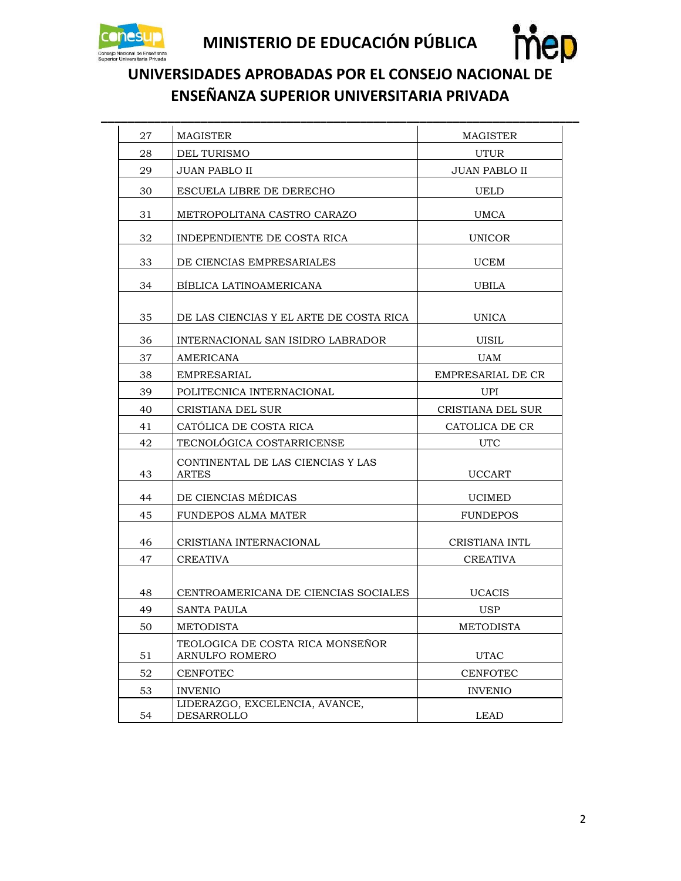# MINISTERIO DE EDUCACIÓN PÚBLICA

## UNIVERSIDADES APROBADAS POR EL CONSEJO NACIONAL DE ENSEÑANZA SUPERIOR UNIVERSITARIA PRIVADA

| | | |
|---|---|---|
| 27 | MAGISTER | MAGISTER |
| 28 | DEL TURISMO | UTUR |
| 29 | JUAN PABLO II | JUAN PABLO II |
| 30 | ESCUELA LIBRE DE DERECHO | UELD |
| 31 | METROPOLITANA CASTRO CARAZO | UMCA |
| 32 | INDEPENDIENTE DE COSTA RICA | UNICOR |
| 33 | DE CIENCIAS EMPRESARIALES | UCEM |
| 34 | BÍBLICA LATINOAMERICANA | UBILA |
| 35 | DE LAS CIENCIAS Y EL ARTE DE COSTA RICA | UNICA |
| 36 | INTERNACIONAL SAN ISIDRO LABRADOR | UISIL |
| 37 | AMERICANA | UAM |
| 38 | EMPRESARIAL | EMPRESARIAL DE CR |
| 39 | POLITECNICA INTERNACIONAL | UPI |
| 40 | CRISTIANA DEL SUR | CRISTIANA DEL SUR |
| 41 | CATÓLICA DE COSTA RICA | CATOLICA DE CR |
| 42 | TECNOLÓGICA COSTARRICENSE | UTC |
| 43 | CONTINENTAL DE LAS CIENCIAS Y LAS ARTES | UCCART |
| 44 | DE CIENCIAS MÉDICAS | UCIMED |
| 45 | FUNDEPOS ALMA MATER | FUNDEPOS |
| 46 | CRISTIANA INTERNACIONAL | CRISTIANA INTL |
| 47 | CREATIVA | CREATIVA |
| 48 | CENTROAMERICANA DE CIENCIAS SOCIALES | UCACIS |
| 49 | SANTA PAULA | USP |
| 50 | METODISTA | METODISTA |
| 51 | TEOLOGICA DE COSTA RICA MONSEÑOR ARNULFO ROMERO | UTAC |
| 52 | CENFOTEC | CENFOTEC |
| 53 | INVENIO | INVENIO |
| 54 | LIDERAZGO, EXCELENCIA, AVANCE, DESARROLLO | LEAD |